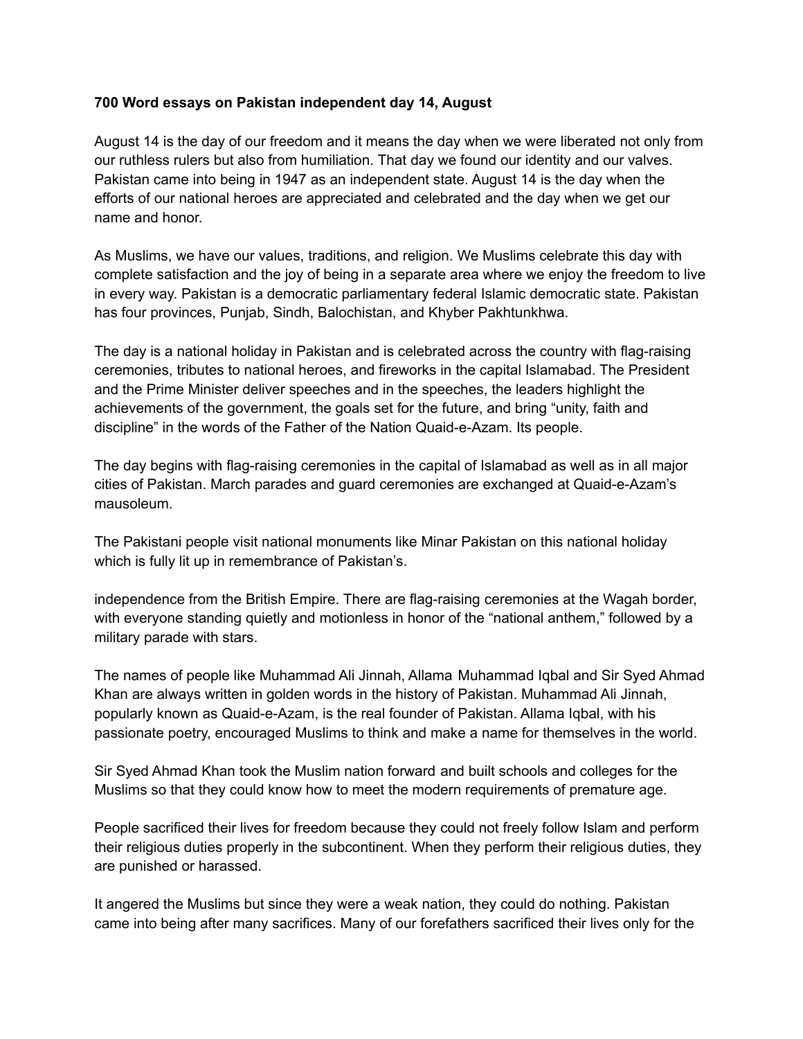**700 Word essays on Pakistan independent day 14, August**

August 14 is the day of our freedom and it means the day when we were liberated not only from our ruthless rulers but also from humiliation. That day we found our identity and our valves. Pakistan came into being in 1947 as an independent state. August 14 is the day when the efforts of our national heroes are appreciated and celebrated and the day when we get our name and honor.

As Muslims, we have our values, traditions, and religion. We Muslims celebrate this day with complete satisfaction and the joy of being in a separate area where we enjoy the freedom to live in every way. Pakistan is a democratic parliamentary federal Islamic democratic state. Pakistan has four provinces, Punjab, Sindh, Balochistan, and Khyber Pakhtunkhwa.

The day is a national holiday in Pakistan and is celebrated across the country with flag-raising ceremonies, tributes to national heroes, and fireworks in the capital Islamabad. The President and the Prime Minister deliver speeches and in the speeches, the leaders highlight the achievements of the government, the goals set for the future, and bring "unity, faith and discipline" in the words of the Father of the Nation Quaid-e-Azam. Its people.

The day begins with flag-raising ceremonies in the capital of Islamabad as well as in all major cities of Pakistan. March parades and guard ceremonies are exchanged at Quaid-e-Azam's mausoleum.

The Pakistani people visit national monuments like Minar Pakistan on this national holiday which is fully lit up in remembrance of Pakistan's.

independence from the British Empire. There are flag-raising ceremonies at the Wagah border, with everyone standing quietly and motionless in honor of the "national anthem," followed by a military parade with stars.

The names of people like Muhammad Ali Jinnah, Allama Muhammad Iqbal and Sir Syed Ahmad Khan are always written in golden words in the history of Pakistan. Muhammad Ali Jinnah, popularly known as Quaid-e-Azam, is the real founder of Pakistan. Allama Iqbal, with his passionate poetry, encouraged Muslims to think and make a name for themselves in the world.

Sir Syed Ahmad Khan took the Muslim nation forward and built schools and colleges for the Muslims so that they could know how to meet the modern requirements of premature age.

People sacrificed their lives for freedom because they could not freely follow Islam and perform their religious duties properly in the subcontinent. When they perform their religious duties, they are punished or harassed.

It angered the Muslims but since they were a weak nation, they could do nothing. Pakistan came into being after many sacrifices. Many of our forefathers sacrificed their lives only for the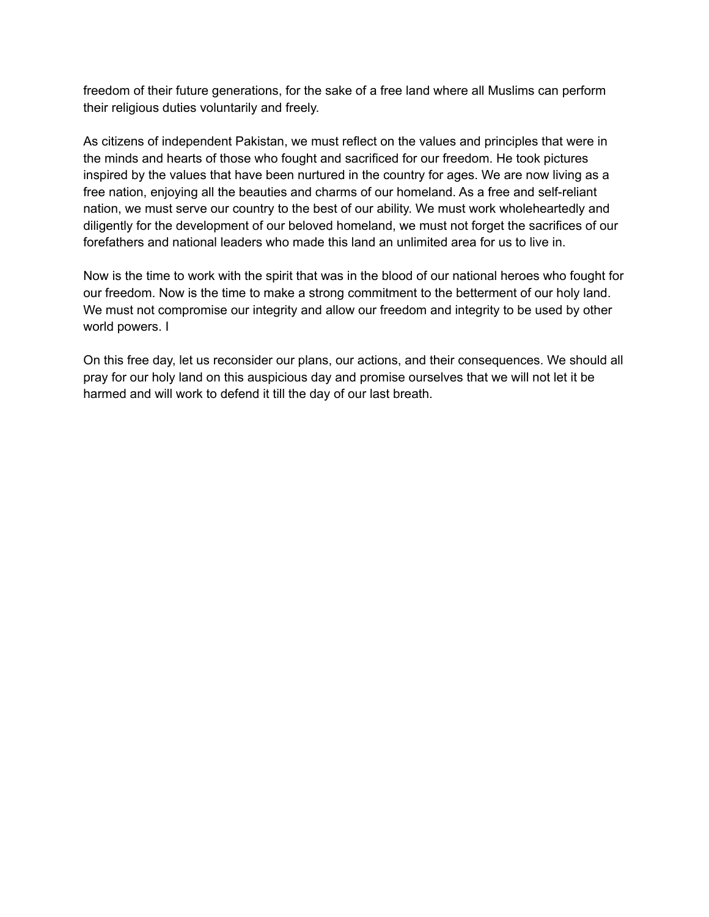freedom of their future generations, for the sake of a free land where all Muslims can perform their religious duties voluntarily and freely.

As citizens of independent Pakistan, we must reflect on the values and principles that were in the minds and hearts of those who fought and sacrificed for our freedom. He took pictures inspired by the values that have been nurtured in the country for ages. We are now living as a free nation, enjoying all the beauties and charms of our homeland. As a free and self-reliant nation, we must serve our country to the best of our ability. We must work wholeheartedly and diligently for the development of our beloved homeland, we must not forget the sacrifices of our forefathers and national leaders who made this land an unlimited area for us to live in.

Now is the time to work with the spirit that was in the blood of our national heroes who fought for our freedom. Now is the time to make a strong commitment to the betterment of our holy land. We must not compromise our integrity and allow our freedom and integrity to be used by other world powers. I

On this free day, let us reconsider our plans, our actions, and their consequences. We should all pray for our holy land on this auspicious day and promise ourselves that we will not let it be harmed and will work to defend it till the day of our last breath.